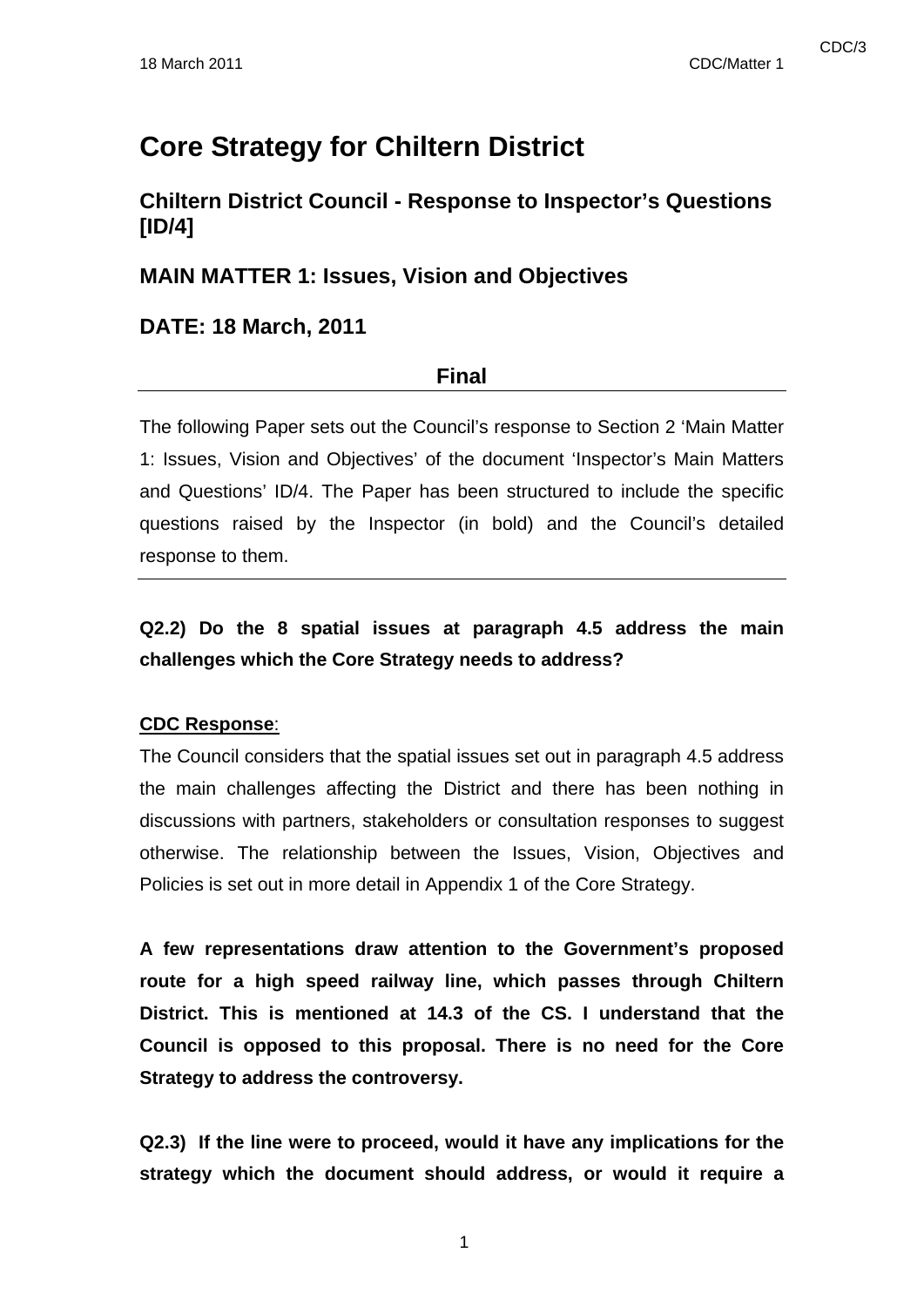# Core Strategy for Chiltern District

## Chiltern District Council - Response to Inspector's Questions [ID/4]

## MAIN MATTER 1: Issues, Vision and Objectives

## DATE: 18 March, 2011

**Final**

---

The following Paper sets out the Council's response to Section 2 'Main Matter 1: Issues, Vision and Objectives' of the document 'Inspector's Main Matters and Questions' ID/4. The Paper has been structured to include the specific questions raised by the Inspector (in bold) and the Council's detailed response to them.

---

**Q2.2) Do the 8 spatial issues at paragraph 4.5 address the main challenges which the Core Strategy needs to address?**

**CDC Response**:

The Council considers that the spatial issues set out in paragraph 4.5 address the main challenges affecting the District and there has been nothing in discussions with partners, stakeholders or consultation responses to suggest otherwise. The relationship between the Issues, Vision, Objectives and Policies is set out in more detail in Appendix 1 of the Core Strategy.

**A few representations draw attention to the Government's proposed route for a high speed railway line, which passes through Chiltern District. This is mentioned at 14.3 of the CS. I understand that the Council is opposed to this proposal. There is no need for the Core Strategy to address the controversy.**

**Q2.3) If the line were to proceed, would it have any implications for the strategy which the document should address, or would it require a**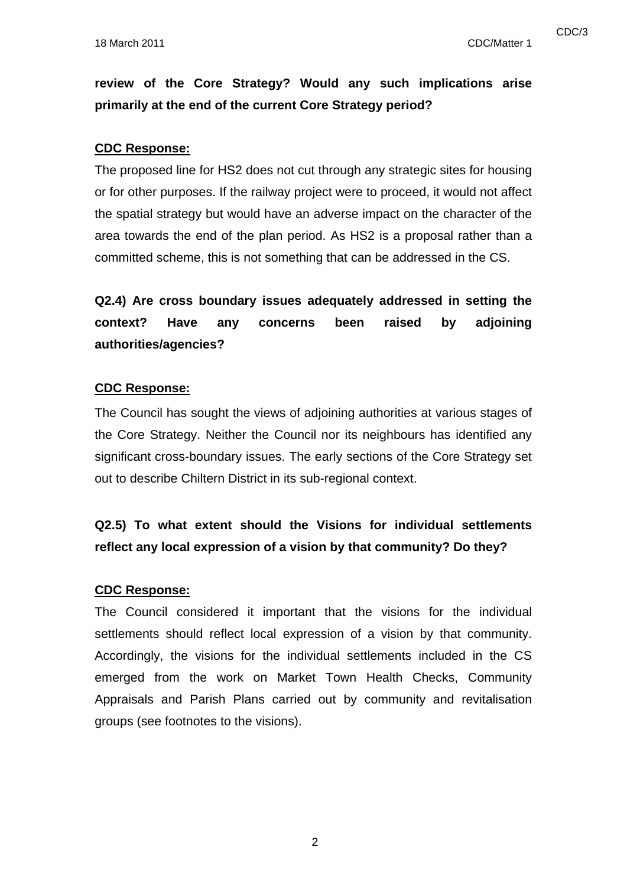**review of the Core Strategy? Would any such implications arise primarily at the end of the current Core Strategy period?**

**<u>CDC Response:</u>**

The proposed line for HS2 does not cut through any strategic sites for housing or for other purposes. If the railway project were to proceed, it would not affect the spatial strategy but would have an adverse impact on the character of the area towards the end of the plan period. As HS2 is a proposal rather than a committed scheme, this is not something that can be addressed in the CS.

**Q2.4) Are cross boundary issues adequately addressed in setting the context? Have any concerns been raised by adjoining authorities/agencies?**

**<u>CDC Response:</u>**

The Council has sought the views of adjoining authorities at various stages of the Core Strategy. Neither the Council nor its neighbours has identified any significant cross-boundary issues. The early sections of the Core Strategy set out to describe Chiltern District in its sub-regional context.

**Q2.5) To what extent should the Visions for individual settlements reflect any local expression of a vision by that community? Do they?**

**<u>CDC Response:</u>**

The Council considered it important that the visions for the individual settlements should reflect local expression of a vision by that community. Accordingly, the visions for the individual settlements included in the CS emerged from the work on Market Town Health Checks, Community Appraisals and Parish Plans carried out by community and revitalisation groups (see footnotes to the visions).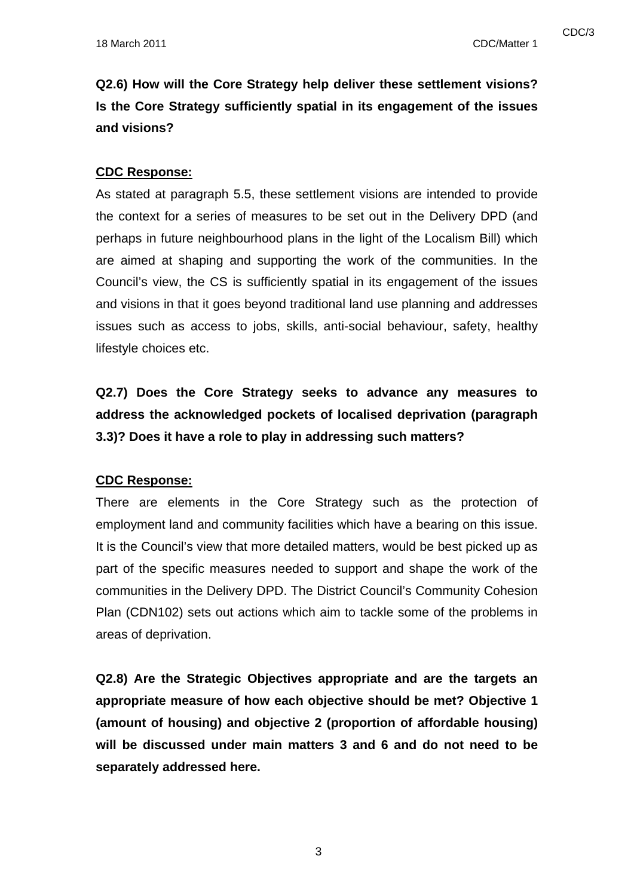**Q2.6) How will the Core Strategy help deliver these settlement visions? Is the Core Strategy sufficiently spatial in its engagement of the issues and visions?**

**CDC Response:**

As stated at paragraph 5.5, these settlement visions are intended to provide the context for a series of measures to be set out in the Delivery DPD (and perhaps in future neighbourhood plans in the light of the Localism Bill) which are aimed at shaping and supporting the work of the communities. In the Council's view, the CS is sufficiently spatial in its engagement of the issues and visions in that it goes beyond traditional land use planning and addresses issues such as access to jobs, skills, anti-social behaviour, safety, healthy lifestyle choices etc.

**Q2.7) Does the Core Strategy seeks to advance any measures to address the acknowledged pockets of localised deprivation (paragraph 3.3)? Does it have a role to play in addressing such matters?**

**CDC Response:**

There are elements in the Core Strategy such as the protection of employment land and community facilities which have a bearing on this issue. It is the Council's view that more detailed matters, would be best picked up as part of the specific measures needed to support and shape the work of the communities in the Delivery DPD. The District Council's Community Cohesion Plan (CDN102) sets out actions which aim to tackle some of the problems in areas of deprivation.

**Q2.8) Are the Strategic Objectives appropriate and are the targets an appropriate measure of how each objective should be met? Objective 1 (amount of housing) and objective 2 (proportion of affordable housing) will be discussed under main matters 3 and 6 and do not need to be separately addressed here.**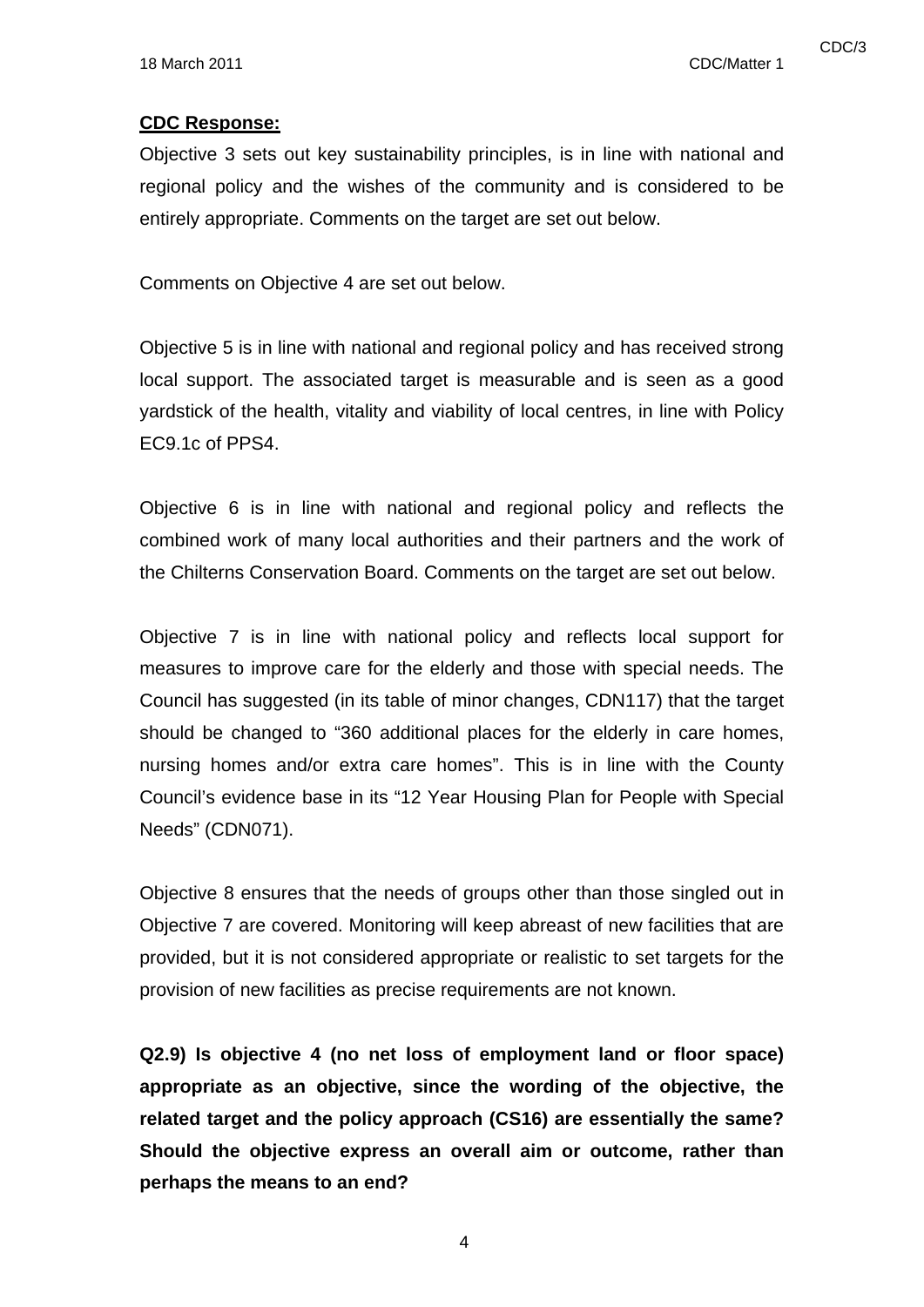**CDC Response:**

Objective 3 sets out key sustainability principles, is in line with national and regional policy and the wishes of the community and is considered to be entirely appropriate. Comments on the target are set out below.

Comments on Objective 4 are set out below.

Objective 5 is in line with national and regional policy and has received strong local support. The associated target is measurable and is seen as a good yardstick of the health, vitality and viability of local centres, in line with Policy EC9.1c of PPS4.

Objective 6 is in line with national and regional policy and reflects the combined work of many local authorities and their partners and the work of the Chilterns Conservation Board. Comments on the target are set out below.

Objective 7 is in line with national policy and reflects local support for measures to improve care for the elderly and those with special needs. The Council has suggested (in its table of minor changes, CDN117) that the target should be changed to "360 additional places for the elderly in care homes, nursing homes and/or extra care homes". This is in line with the County Council's evidence base in its "12 Year Housing Plan for People with Special Needs" (CDN071).

Objective 8 ensures that the needs of groups other than those singled out in Objective 7 are covered. Monitoring will keep abreast of new facilities that are provided, but it is not considered appropriate or realistic to set targets for the provision of new facilities as precise requirements are not known.

**Q2.9) Is objective 4 (no net loss of employment land or floor space) appropriate as an objective, since the wording of the objective, the related target and the policy approach (CS16) are essentially the same? Should the objective express an overall aim or outcome, rather than perhaps the means to an end?**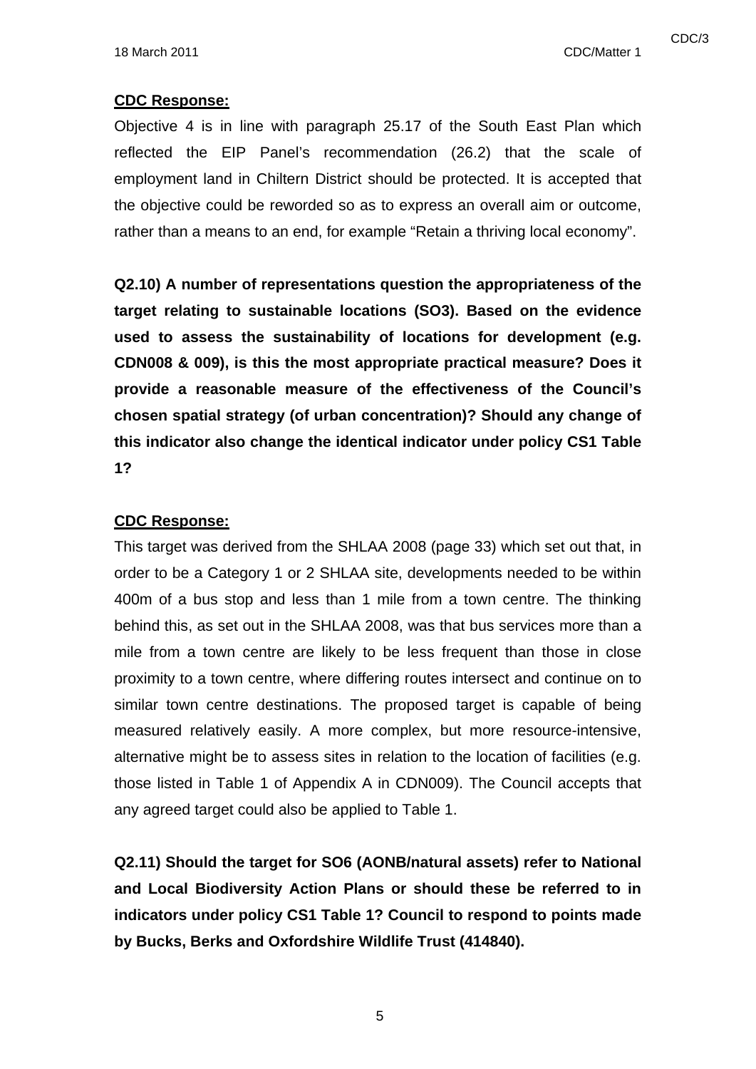**CDC Response:**

Objective 4 is in line with paragraph 25.17 of the South East Plan which reflected the EIP Panel's recommendation (26.2) that the scale of employment land in Chiltern District should be protected. It is accepted that the objective could be reworded so as to express an overall aim or outcome, rather than a means to an end, for example "Retain a thriving local economy".

**Q2.10) A number of representations question the appropriateness of the target relating to sustainable locations (SO3). Based on the evidence used to assess the sustainability of locations for development (e.g. CDN008 & 009), is this the most appropriate practical measure? Does it provide a reasonable measure of the effectiveness of the Council's chosen spatial strategy (of urban concentration)? Should any change of this indicator also change the identical indicator under policy CS1 Table 1?**

**CDC Response:**

This target was derived from the SHLAA 2008 (page 33) which set out that, in order to be a Category 1 or 2 SHLAA site, developments needed to be within 400m of a bus stop and less than 1 mile from a town centre. The thinking behind this, as set out in the SHLAA 2008, was that bus services more than a mile from a town centre are likely to be less frequent than those in close proximity to a town centre, where differing routes intersect and continue on to similar town centre destinations. The proposed target is capable of being measured relatively easily. A more complex, but more resource-intensive, alternative might be to assess sites in relation to the location of facilities (e.g. those listed in Table 1 of Appendix A in CDN009). The Council accepts that any agreed target could also be applied to Table 1.

**Q2.11) Should the target for SO6 (AONB/natural assets) refer to National and Local Biodiversity Action Plans or should these be referred to in indicators under policy CS1 Table 1? Council to respond to points made by Bucks, Berks and Oxfordshire Wildlife Trust (414840).**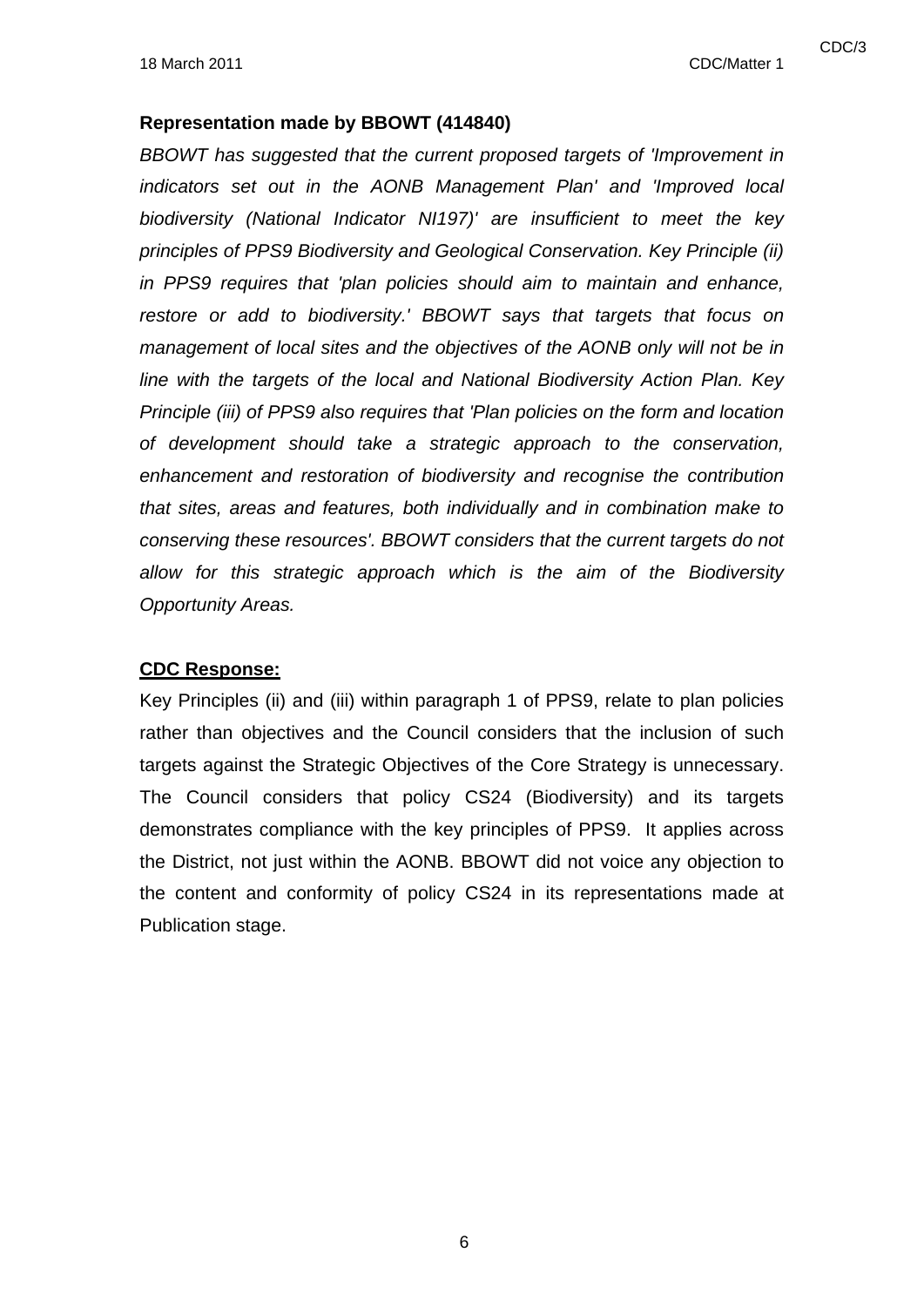**Representation made by BBOWT (414840)**

*BBOWT has suggested that the current proposed targets of 'Improvement in indicators set out in the AONB Management Plan' and 'Improved local biodiversity (National Indicator NI197)' are insufficient to meet the key principles of PPS9 Biodiversity and Geological Conservation. Key Principle (ii) in PPS9 requires that 'plan policies should aim to maintain and enhance, restore or add to biodiversity.' BBOWT says that targets that focus on management of local sites and the objectives of the AONB only will not be in line with the targets of the local and National Biodiversity Action Plan. Key Principle (iii) of PPS9 also requires that 'Plan policies on the form and location of development should take a strategic approach to the conservation, enhancement and restoration of biodiversity and recognise the contribution that sites, areas and features, both individually and in combination make to conserving these resources'. BBOWT considers that the current targets do not allow for this strategic approach which is the aim of the Biodiversity Opportunity Areas.*

**CDC Response:**

Key Principles (ii) and (iii) within paragraph 1 of PPS9, relate to plan policies rather than objectives and the Council considers that the inclusion of such targets against the Strategic Objectives of the Core Strategy is unnecessary. The Council considers that policy CS24 (Biodiversity) and its targets demonstrates compliance with the key principles of PPS9. It applies across the District, not just within the AONB. BBOWT did not voice any objection to the content and conformity of policy CS24 in its representations made at Publication stage.